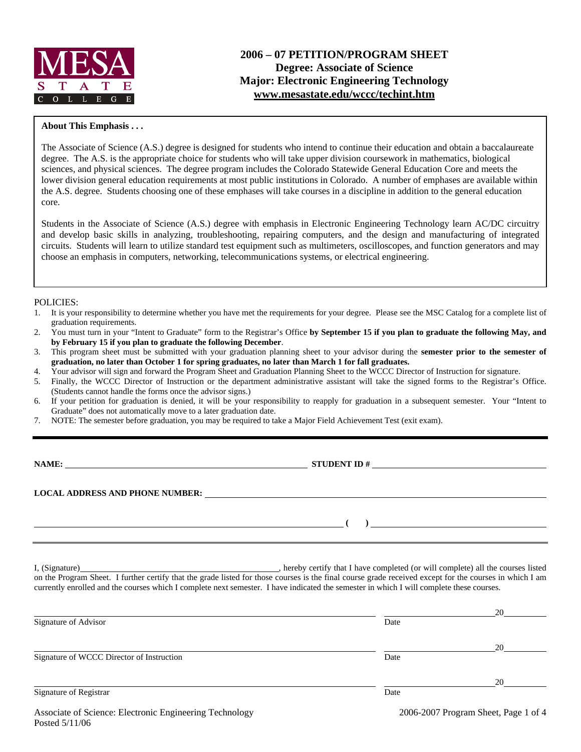MESA STATE COLLEGE

# 2006 – 07 PETITION/PROGRAM SHEET
## Degree: Associate of Science
## Major: Electronic Engineering Technology
## www.mesastate.edu/wccc/techint.htm

**About This Emphasis . . .**

The Associate of Science (A.S.) degree is designed for students who intend to continue their education and obtain a baccalaureate degree. The A.S. is the appropriate choice for students who will take upper division coursework in mathematics, biological sciences, and physical sciences. The degree program includes the Colorado Statewide General Education Core and meets the lower division general education requirements at most public institutions in Colorado. A number of emphases are available within the A.S. degree. Students choosing one of these emphases will take courses in a discipline in addition to the general education core.

Students in the Associate of Science (A.S.) degree with emphasis in Electronic Engineering Technology learn AC/DC circuitry and develop basic skills in analyzing, troubleshooting, repairing computers, and the design and manufacturing of integrated circuits. Students will learn to utilize standard test equipment such as multimeters, oscilloscopes, and function generators and may choose an emphasis in computers, networking, telecommunications systems, or electrical engineering.

POLICIES:

1. It is your responsibility to determine whether you have met the requirements for your degree. Please see the MSC Catalog for a complete list of graduation requirements.
2. You must turn in your "Intent to Graduate" form to the Registrar's Office **by September 15 if you plan to graduate the following May, and by February 15 if you plan to graduate the following December**.
3. This program sheet must be submitted with your graduation planning sheet to your advisor during the **semester prior to the semester of graduation, no later than October 1 for spring graduates, no later than March 1 for fall graduates.**
4. Your advisor will sign and forward the Program Sheet and Graduation Planning Sheet to the WCCC Director of Instruction for signature.
5. Finally, the WCCC Director of Instruction or the department administrative assistant will take the signed forms to the Registrar's Office. (Students cannot handle the forms once the advisor signs.)
6. If your petition for graduation is denied, it will be your responsibility to reapply for graduation in a subsequent semester. Your "Intent to Graduate" does not automatically move to a later graduation date.
7. NOTE: The semester before graduation, you may be required to take a Major Field Achievement Test (exit exam).

---

**NAME:** ______________________________ **STUDENT ID #** ______________________________

**LOCAL ADDRESS AND PHONE NUMBER:** ______________________________

______________________________ **(     )** ______________________________

---

I, (Signature)______________________________, hereby certify that I have completed (or will complete) all the courses listed on the Program Sheet. I further certify that the grade listed for those courses is the final course grade received except for the courses in which I am currently enrolled and the courses which I complete next semester. I have indicated the semester in which I will complete these courses.

______________________________ ______________20______
Signature of Advisor Date

______________________________ ______________20______
Signature of WCCC Director of Instruction Date

______________________________ ______________20______
Signature of Registrar Date

Associate of Science: Electronic Engineering Technology
Posted 5/11/06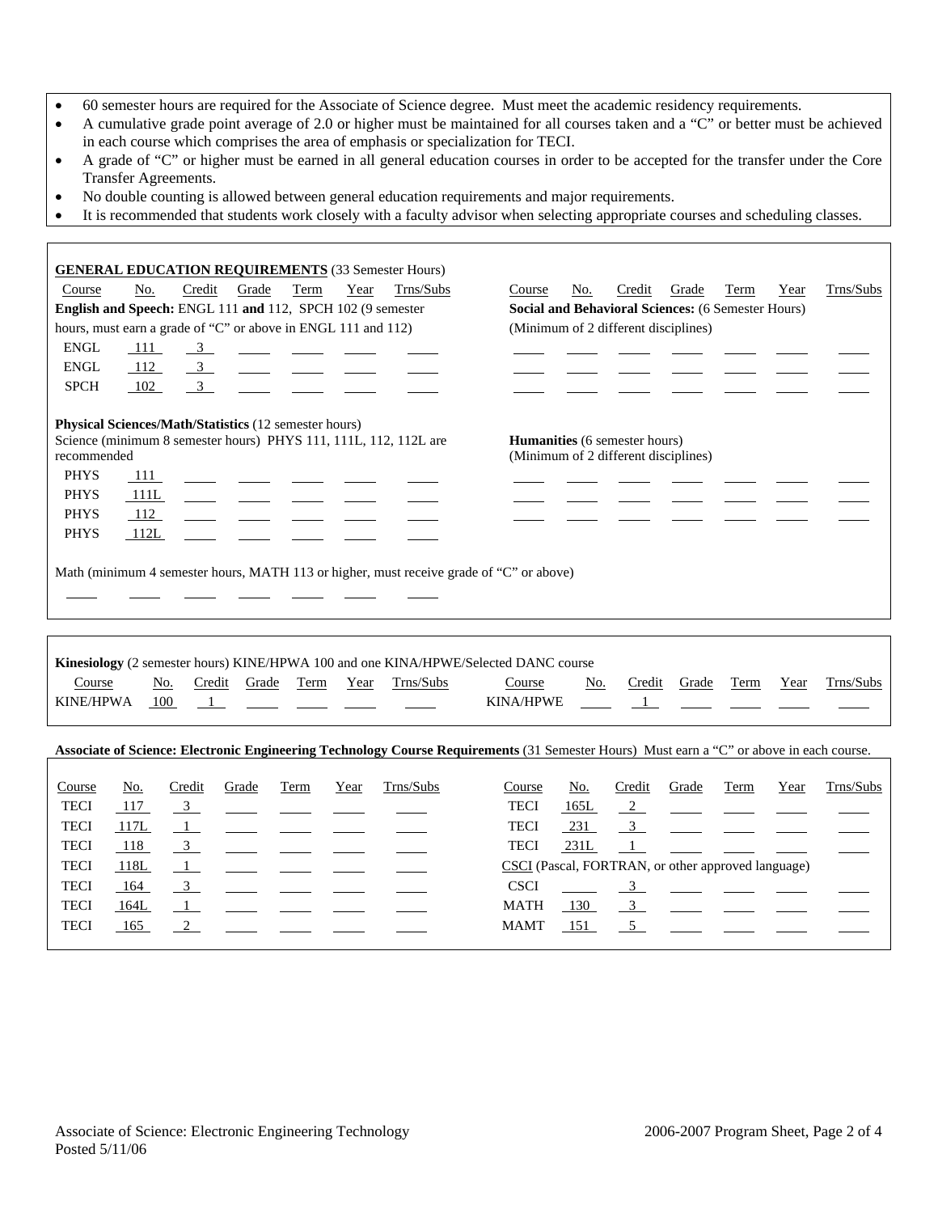- 60 semester hours are required for the Associate of Science degree. Must meet the academic residency requirements.
- A cumulative grade point average of 2.0 or higher must be maintained for all courses taken and a "C" or better must be achieved in each course which comprises the area of emphasis or specialization for TECI.
- A grade of "C" or higher must be earned in all general education courses in order to be accepted for the transfer under the Core Transfer Agreements.
- No double counting is allowed between general education requirements and major requirements.
- It is recommended that students work closely with a faculty advisor when selecting appropriate courses and scheduling classes.

**GENERAL EDUCATION REQUIREMENTS** (33 Semester Hours)

**English and Speech:** ENGL 111 **and** 112, SPCH 102 (9 semester hours, must earn a grade of "C" or above in ENGL 111 and 112)

| Course | No. | Credit | Grade | Term | Year | Trns/Subs |
|---|---|---|---|---|---|---|
| ENGL | 111 | 3 | | | | |
| ENGL | 112 | 3 | | | | |
| SPCH | 102 | 3 | | | | |

**Physical Sciences/Math/Statistics** (12 semester hours)

Science (minimum 8 semester hours) PHYS 111, 111L, 112, 112L are recommended

| Course | No. | Credit | Grade | Term | Year | Trns/Subs |
|---|---|---|---|---|---|---|
| PHYS | 111 | | | | | |
| PHYS | 111L | | | | | |
| PHYS | 112 | | | | | |
| PHYS | 112L | | | | | |

Math (minimum 4 semester hours, MATH 113 or higher, must receive grade of "C" or above)

| Course | No. | Credit | Grade | Term | Year | Trns/Subs |
|---|---|---|---|---|---|---|
| | | | | | | |

**Social and Behavioral Sciences:** (6 Semester Hours) (Minimum of 2 different disciplines)

| Course | No. | Credit | Grade | Term | Year | Trns/Subs |
|---|---|---|---|---|---|---|
| | | | | | | |
| | | | | | | |
| | | | | | | |

**Humanities** (6 semester hours) (Minimum of 2 different disciplines)

| Course | No. | Credit | Grade | Term | Year | Trns/Subs |
|---|---|---|---|---|---|---|
| | | | | | | |
| | | | | | | |
| | | | | | | |

**Kinesiology** (2 semester hours) KINE/HPWA 100 and one KINA/HPWE/Selected DANC course

| Course | No. | Credit | Grade | Term | Year | Trns/Subs |
|---|---|---|---|---|---|---|
| KINE/HPWA | 100 | 1 | | | | |
| KINA/HPWE | | 1 | | | | |

**Associate of Science: Electronic Engineering Technology Course Requirements** (31 Semester Hours) Must earn a "C" or above in each course.

| Course | No. | Credit | Grade | Term | Year | Trns/Subs |
|---|---|---|---|---|---|---|
| TECI | 117 | 3 | | | | |
| TECI | 117L | 1 | | | | |
| TECI | 118 | 3 | | | | |
| TECI | 118L | 1 | | | | |
| TECI | 164 | 3 | | | | |
| TECI | 164L | 1 | | | | |
| TECI | 165 | 2 | | | | |
| TECI | 165L | 2 | | | | |
| TECI | 231 | 3 | | | | |
| TECI | 231L | 1 | | | | |
| CSCI (Pascal, FORTRAN, or other approved language) | | | | | | |
| CSCI | | 3 | | | | |
| MATH | 130 | 3 | | | | |
| MAMT | 151 | 5 | | | | |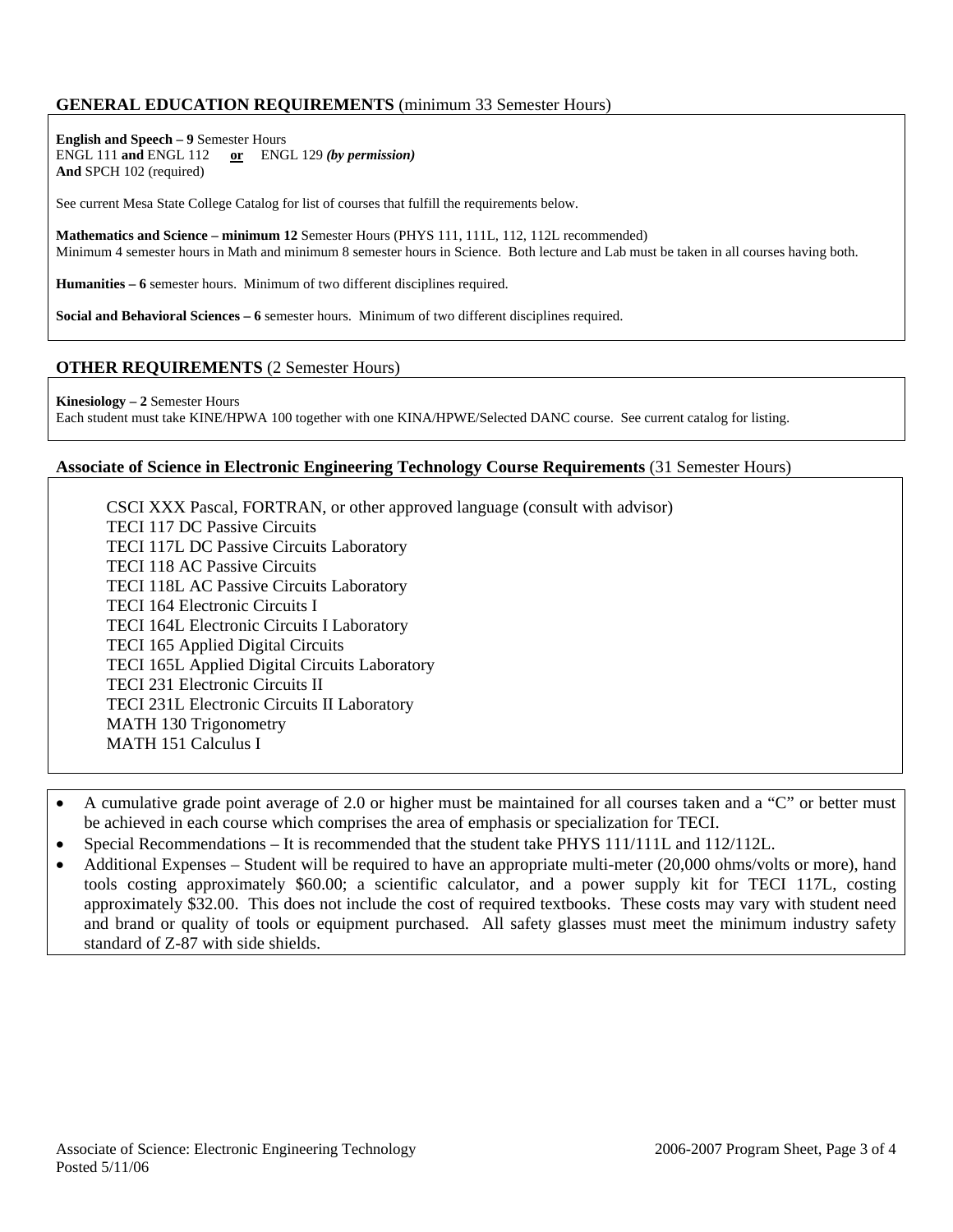## GENERAL EDUCATION REQUIREMENTS (minimum 33 Semester Hours)

**English and Speech – 9** Semester Hours
ENGL 111 **and** ENGL 112 **or** ENGL 129 ***(by permission)***
**And** SPCH 102 (required)

See current Mesa State College Catalog for list of courses that fulfill the requirements below.

**Mathematics and Science – minimum 12** Semester Hours (PHYS 111, 111L, 112, 112L recommended)
Minimum 4 semester hours in Math and minimum 8 semester hours in Science. Both lecture and Lab must be taken in all courses having both.

**Humanities – 6** semester hours. Minimum of two different disciplines required.

**Social and Behavioral Sciences – 6** semester hours. Minimum of two different disciplines required.

## OTHER REQUIREMENTS (2 Semester Hours)

**Kinesiology – 2** Semester Hours
Each student must take KINE/HPWA 100 together with one KINA/HPWE/Selected DANC course. See current catalog for listing.

## Associate of Science in Electronic Engineering Technology Course Requirements (31 Semester Hours)

CSCI XXX Pascal, FORTRAN, or other approved language (consult with advisor)
TECI 117 DC Passive Circuits
TECI 117L DC Passive Circuits Laboratory
TECI 118 AC Passive Circuits
TECI 118L AC Passive Circuits Laboratory
TECI 164 Electronic Circuits I
TECI 164L Electronic Circuits I Laboratory
TECI 165 Applied Digital Circuits
TECI 165L Applied Digital Circuits Laboratory
TECI 231 Electronic Circuits II
TECI 231L Electronic Circuits II Laboratory
MATH 130 Trigonometry
MATH 151 Calculus I

- A cumulative grade point average of 2.0 or higher must be maintained for all courses taken and a "C" or better must be achieved in each course which comprises the area of emphasis or specialization for TECI.
- Special Recommendations – It is recommended that the student take PHYS 111/111L and 112/112L.
- Additional Expenses – Student will be required to have an appropriate multi-meter (20,000 ohms/volts or more), hand tools costing approximately $60.00; a scientific calculator, and a power supply kit for TECI 117L, costing approximately $32.00. This does not include the cost of required textbooks. These costs may vary with student need and brand or quality of tools or equipment purchased. All safety glasses must meet the minimum industry safety standard of Z-87 with side shields.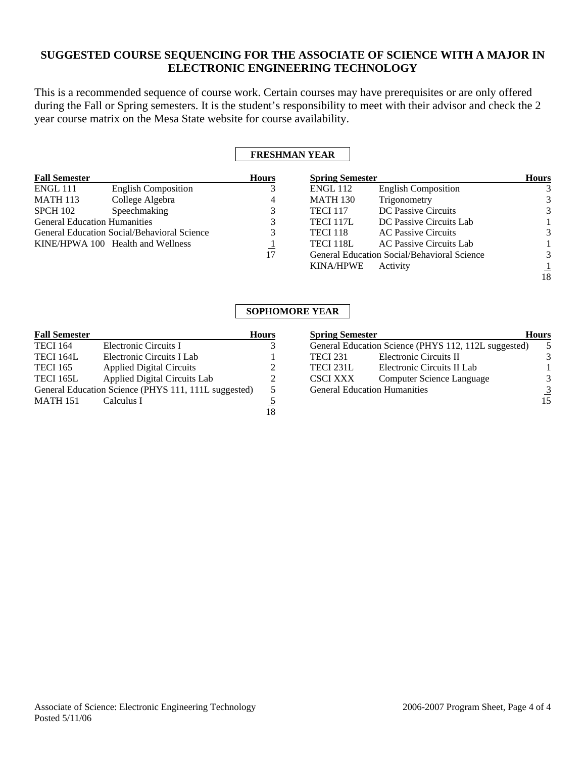## SUGGESTED COURSE SEQUENCING FOR THE ASSOCIATE OF SCIENCE WITH A MAJOR IN ELECTRONIC ENGINEERING TECHNOLOGY

This is a recommended sequence of course work. Certain courses may have prerequisites or are only offered during the Fall or Spring semesters. It is the student's responsibility to meet with their advisor and check the 2 year course matrix on the Mesa State website for course availability.

### FRESHMAN YEAR

| Fall Semester | | Hours |
|---|---|---|
| ENGL 111 | English Composition | 3 |
| MATH 113 | College Algebra | 4 |
| SPCH 102 | Speechmaking | 3 |
| General Education Humanities | | 3 |
| General Education Social/Behavioral Science | | 3 |
| KINE/HPWA 100 | Health and Wellness | 1 |
| | | 17 |

| Spring Semester | | Hours |
|---|---|---|
| ENGL 112 | English Composition | 3 |
| MATH 130 | Trigonometry | 3 |
| TECI 117 | DC Passive Circuits | 3 |
| TECI 117L | DC Passive Circuits Lab | 1 |
| TECI 118 | AC Passive Circuits | 3 |
| TECI 118L | AC Passive Circuits Lab | 1 |
| General Education Social/Behavioral Science | | 3 |
| KINA/HPWE | Activity | 1 |
| | | 18 |

### SOPHOMORE YEAR

| Fall Semester | | Hours |
|---|---|---|
| TECI 164 | Electronic Circuits I | 3 |
| TECI 164L | Electronic Circuits I Lab | 1 |
| TECI 165 | Applied Digital Circuits | 2 |
| TECI 165L | Applied Digital Circuits Lab | 2 |
| General Education Science (PHYS 111, 111L suggested) | | 5 |
| MATH 151 | Calculus I | 5 |
| | | 18 |

| Spring Semester | | Hours |
|---|---|---|
| General Education Science (PHYS 112, 112L suggested) | | 5 |
| TECI 231 | Electronic Circuits II | 3 |
| TECI 231L | Electronic Circuits II Lab | 1 |
| CSCI XXX | Computer Science Language | 3 |
| General Education Humanities | | 3 |
| | | 15 |

Associate of Science: Electronic Engineering Technology
Posted 5/11/06